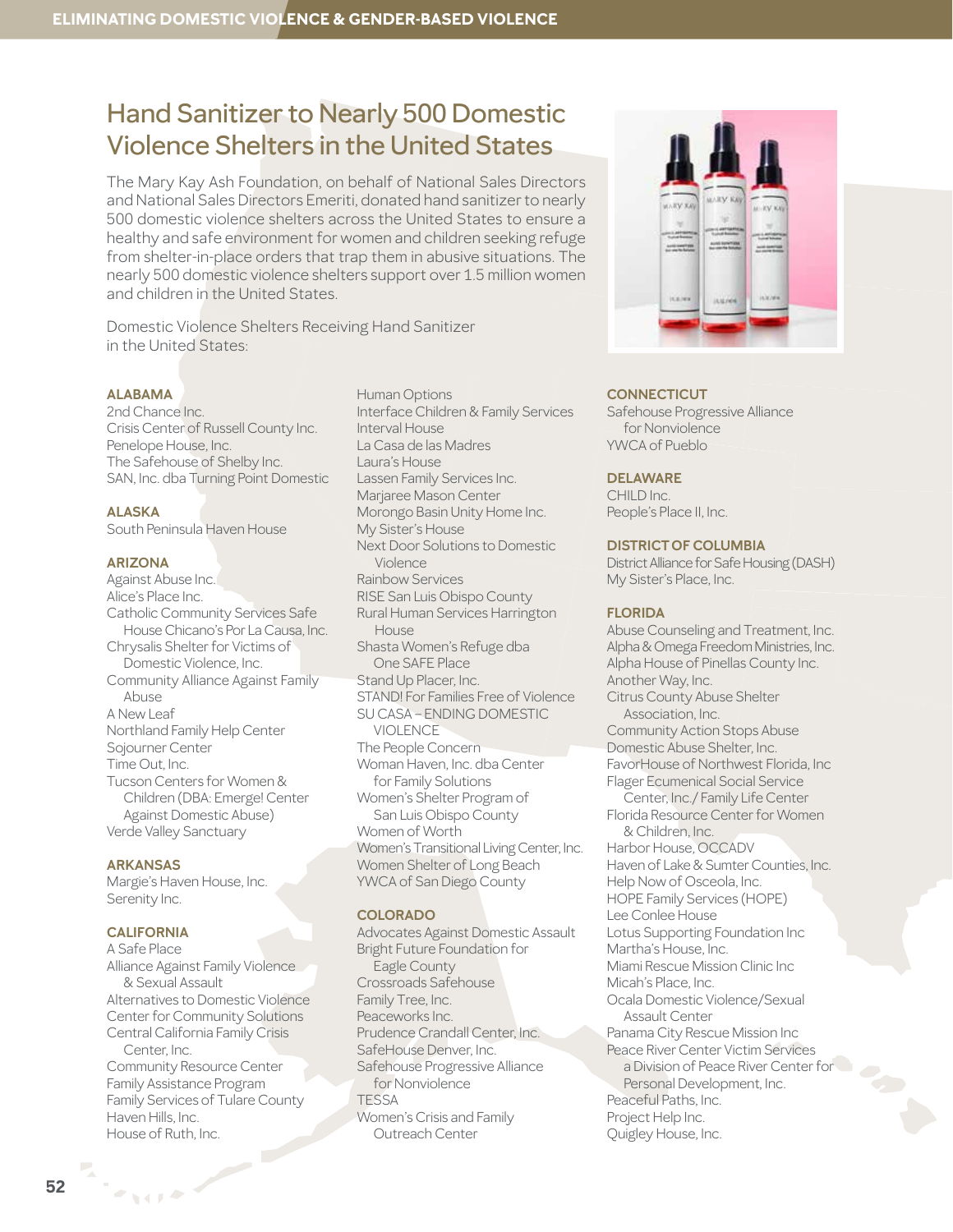# Hand Sanitizer to Nearly 500 Domestic Violence Shelters in the United States

The Mary Kay Ash Foundation, on behalf of National Sales Directors and National Sales Directors Emeriti, donated hand sanitizer to nearly 500 domestic violence shelters across the United States to ensure a healthy and safe environment for women and children seeking refuge from shelter-in-place orders that trap them in abusive situations. The nearly 500 domestic violence shelters support over 1.5 million women and children in the United States.

Domestic Violence Shelters Receiving Hand Sanitizer in the United States:

### ALABAMA

2nd Chance Inc.
Crisis Center of Russell County Inc.
Penelope House, Inc.
The Safehouse of Shelby Inc.
SAN, Inc. dba Turning Point Domestic

### ALASKA

South Peninsula Haven House

### ARIZONA

Against Abuse Inc.
Alice's Place Inc.
Catholic Community Services Safe House Chicano's Por La Causa, Inc.
Chrysalis Shelter for Victims of Domestic Violence, Inc.
Community Alliance Against Family Abuse
A New Leaf
Northland Family Help Center
Sojourner Center
Time Out, Inc.
Tucson Centers for Women & Children (DBA: Emerge! Center Against Domestic Abuse)
Verde Valley Sanctuary

### ARKANSAS

Margie's Haven House, Inc.
Serenity Inc.

### CALIFORNIA

A Safe Place
Alliance Against Family Violence & Sexual Assault
Alternatives to Domestic Violence
Center for Community Solutions
Central California Family Crisis Center, Inc.
Community Resource Center
Family Assistance Program
Family Services of Tulare County
Haven Hills, Inc.
House of Ruth, Inc.
Human Options
Interface Children & Family Services
Interval House
La Casa de las Madres
Laura's House
Lassen Family Services Inc.
Marjaree Mason Center
Morongo Basin Unity Home Inc.
My Sister's House
Next Door Solutions to Domestic Violence
Rainbow Services
RISE San Luis Obispo County
Rural Human Services Harrington House
Shasta Women's Refuge dba One SAFE Place
Stand Up Placer, Inc.
STAND! For Families Free of Violence
SU CASA – ENDING DOMESTIC VIOLENCE
The People Concern
Woman Haven, Inc. dba Center for Family Solutions
Women's Shelter Program of San Luis Obispo County
Women of Worth
Women's Transitional Living Center, Inc.
Women Shelter of Long Beach
YWCA of San Diego County

### COLORADO

Advocates Against Domestic Assault
Bright Future Foundation for Eagle County
Crossroads Safehouse
Family Tree, Inc.
Peaceworks Inc.
Prudence Crandall Center, Inc.
SafeHouse Denver, Inc.
Safehouse Progressive Alliance for Nonviolence
TESSA
Women's Crisis and Family Outreach Center

### CONNECTICUT

Safehouse Progressive Alliance for Nonviolence
YWCA of Pueblo

### DELAWARE

CHILD Inc.
People's Place II, Inc.

### DISTRICT OF COLUMBIA

District Alliance for Safe Housing (DASH)
My Sister's Place, Inc.

### FLORIDA

Abuse Counseling and Treatment, Inc.
Alpha & Omega Freedom Ministries, Inc.
Alpha House of Pinellas County Inc.
Another Way, Inc.
Citrus County Abuse Shelter Association, Inc.
Community Action Stops Abuse
Domestic Abuse Shelter, Inc.
FavorHouse of Northwest Florida, Inc
Flager Ecumenical Social Service Center, Inc./ Family Life Center
Florida Resource Center for Women & Children, Inc.
Harbor House, OCCADV
Haven of Lake & Sumter Counties, Inc.
Help Now of Osceola, Inc.
HOPE Family Services (HOPE)
Lee Conlee House
Lotus Supporting Foundation Inc
Martha's House, Inc.
Miami Rescue Mission Clinic Inc
Micah's Place, Inc.
Ocala Domestic Violence/Sexual Assault Center
Panama City Rescue Mission Inc
Peace River Center Victim Services a Division of Peace River Center for Personal Development, Inc.
Peaceful Paths, Inc.
Project Help Inc.
Quigley House, Inc.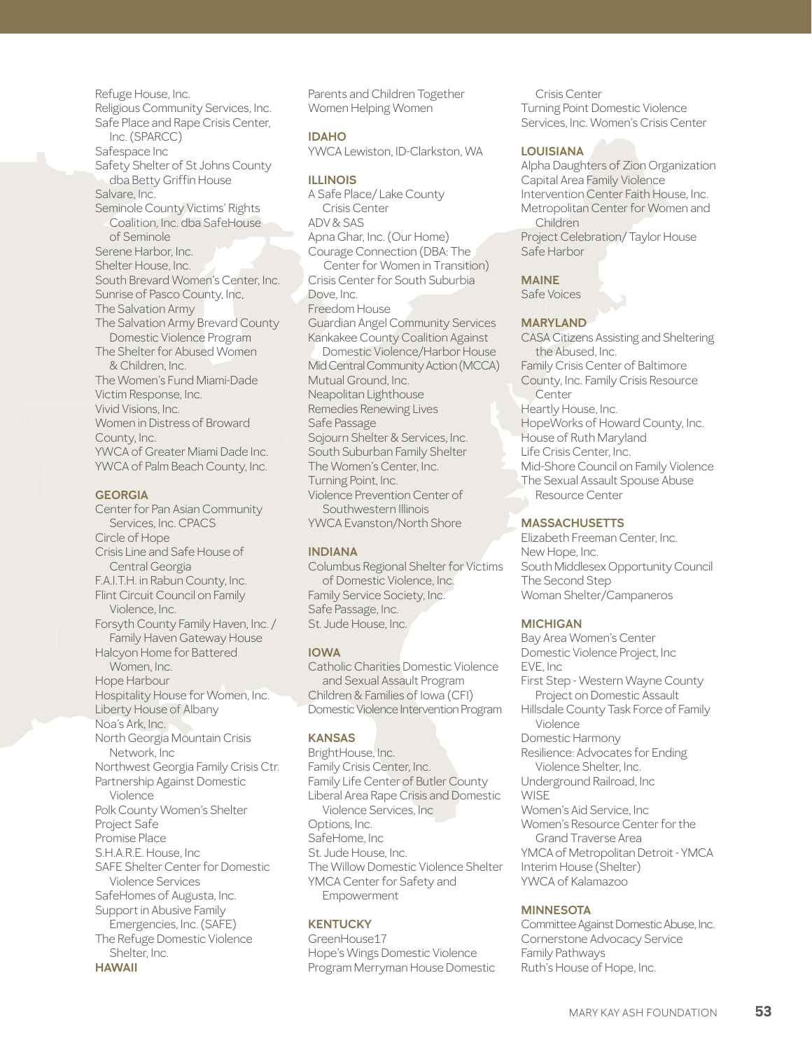Refuge House, Inc.
Religious Community Services, Inc.
Safe Place and Rape Crisis Center, Inc. (SPARCC)
Safespace Inc
Safety Shelter of St Johns County dba Betty Griffin House
Salvare, Inc.
Seminole County Victims' Rights Coalition, Inc. dba SafeHouse of Seminole
Serene Harbor, Inc.
Shelter House, Inc.
South Brevard Women's Center, Inc.
Sunrise of Pasco County, Inc,
The Salvation Army
The Salvation Army Brevard County Domestic Violence Program
The Shelter for Abused Women & Children, Inc.
The Women's Fund Miami-Dade
Victim Response, Inc.
Vivid Visions, Inc.
Women in Distress of Broward County, Inc.
YWCA of Greater Miami Dade Inc.
YWCA of Palm Beach County, Inc.

### GEORGIA

Center for Pan Asian Community Services, Inc. CPACS
Circle of Hope
Crisis Line and Safe House of Central Georgia
F.A.I.T.H. in Rabun County, Inc.
Flint Circuit Council on Family Violence, Inc.
Forsyth County Family Haven, Inc. / Family Haven Gateway House
Halcyon Home for Battered Women, Inc.
Hope Harbour
Hospitality House for Women, Inc.
Liberty House of Albany
Noa's Ark, Inc.
North Georgia Mountain Crisis Network, Inc
Northwest Georgia Family Crisis Ctr.
Partnership Against Domestic Violence
Polk County Women's Shelter
Project Safe
Promise Place
S.H.A.R.E. House, Inc
SAFE Shelter Center for Domestic Violence Services
SafeHomes of Augusta, Inc.
Support in Abusive Family Emergencies, Inc. (SAFE)
The Refuge Domestic Violence Shelter, Inc.

### HAWAII

Parents and Children Together
Women Helping Women

### IDAHO

YWCA Lewiston, ID-Clarkston, WA

### ILLINOIS

A Safe Place/ Lake County Crisis Center
ADV & SAS
Apna Ghar, Inc. (Our Home)
Courage Connection (DBA: The Center for Women in Transition)
Crisis Center for South Suburbia
Dove, Inc.
Freedom House
Guardian Angel Community Services
Kankakee County Coalition Against Domestic Violence/Harbor House
Mid Central Community Action (MCCA)
Mutual Ground, Inc.
Neapolitan Lighthouse
Remedies Renewing Lives
Safe Passage
Sojourn Shelter & Services, Inc.
South Suburban Family Shelter
The Women's Center, Inc.
Turning Point, Inc.
Violence Prevention Center of Southwestern Illinois
YWCA Evanston/North Shore

### INDIANA

Columbus Regional Shelter for Victims of Domestic Violence, Inc.
Family Service Society, Inc.
Safe Passage, Inc.
St. Jude House, Inc.

### IOWA

Catholic Charities Domestic Violence and Sexual Assault Program
Children & Families of Iowa (CFI) Domestic Violence Intervention Program

### KANSAS

BrightHouse, Inc.
Family Crisis Center, Inc.
Family Life Center of Butler County
Liberal Area Rape Crisis and Domestic Violence Services, Inc
Options, Inc.
SafeHome, Inc
St. Jude House, Inc.
The Willow Domestic Violence Shelter
YMCA Center for Safety and Empowerment

### KENTUCKY

GreenHouse17
Hope's Wings Domestic Violence Program Merryman House Domestic Crisis Center
Turning Point Domestic Violence Services, Inc. Women's Crisis Center

### LOUISIANA

Alpha Daughters of Zion Organization
Capital Area Family Violence Intervention Center Faith House, Inc.
Metropolitan Center for Women and Children
Project Celebration/ Taylor House
Safe Harbor

### MAINE

Safe Voices

### MARYLAND

CASA Citizens Assisting and Sheltering the Abused, Inc.
Family Crisis Center of Baltimore County, Inc. Family Crisis Resource Center
Heartly House, Inc.
HopeWorks of Howard County, Inc.
House of Ruth Maryland
Life Crisis Center, Inc.
Mid-Shore Council on Family Violence
The Sexual Assault Spouse Abuse Resource Center

### MASSACHUSETTS

Elizabeth Freeman Center, Inc.
New Hope, Inc.
South Middlesex Opportunity Council
The Second Step
Woman Shelter/Campaneros

### MICHIGAN

Bay Area Women's Center
Domestic Violence Project, Inc
EVE, Inc
First Step - Western Wayne County Project on Domestic Assault
Hillsdale County Task Force of Family Violence
Domestic Harmony
Resilience: Advocates for Ending Violence Shelter, Inc.
Underground Railroad, Inc
WISE
Women's Aid Service, Inc
Women's Resource Center for the Grand Traverse Area
YMCA of Metropolitan Detroit - YMCA Interim House (Shelter)
YWCA of Kalamazoo

### MINNESOTA

Committee Against Domestic Abuse, Inc.
Cornerstone Advocacy Service
Family Pathways
Ruth's House of Hope, Inc.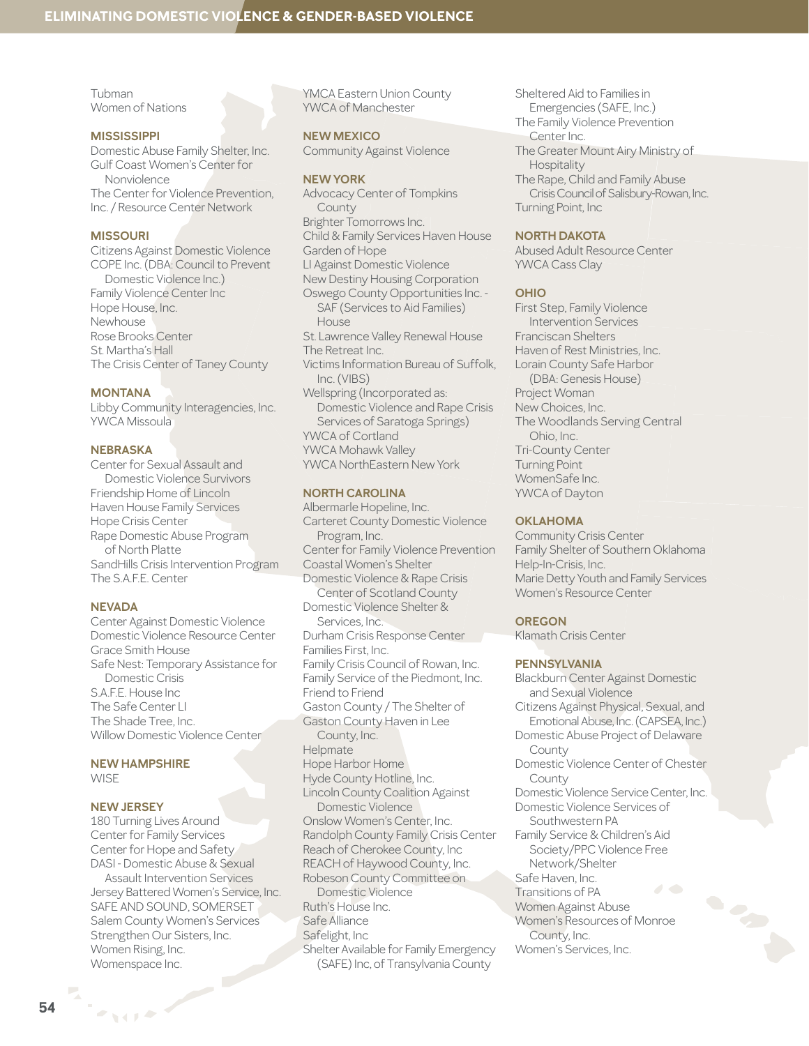Tubman
Women of Nations

## MISSISSIPPI

Domestic Abuse Family Shelter, Inc.
Gulf Coast Women's Center for Nonviolence
The Center for Violence Prevention, Inc. / Resource Center Network

## MISSOURI

Citizens Against Domestic Violence
COPE Inc. (DBA: Council to Prevent Domestic Violence Inc.)
Family Violence Center Inc
Hope House, Inc.
Newhouse
Rose Brooks Center
St. Martha's Hall
The Crisis Center of Taney County

## MONTANA

Libby Community Interagencies, Inc.
YWCA Missoula

## NEBRASKA

Center for Sexual Assault and Domestic Violence Survivors
Friendship Home of Lincoln
Haven House Family Services
Hope Crisis Center
Rape Domestic Abuse Program of North Platte
SandHills Crisis Intervention Program
The S.A.F.E. Center

## NEVADA

Center Against Domestic Violence
Domestic Violence Resource Center
Grace Smith House
Safe Nest: Temporary Assistance for Domestic Crisis
S.A.F.E. House Inc
The Safe Center LI
The Shade Tree, Inc.
Willow Domestic Violence Center

## NEW HAMPSHIRE

WISE

## NEW JERSEY

180 Turning Lives Around
Center for Family Services
Center for Hope and Safety
DASI - Domestic Abuse & Sexual Assault Intervention Services
Jersey Battered Women's Service, Inc.
SAFE AND SOUND, SOMERSET
Salem County Women's Services
Strengthen Our Sisters, Inc.
Women Rising, Inc.
Womenspace Inc.
YMCA Eastern Union County
YWCA of Manchester

## NEW MEXICO

Community Against Violence

## NEW YORK

Advocacy Center of Tompkins County
Brighter Tomorrows Inc.
Child & Family Services Haven House
Garden of Hope
LI Against Domestic Violence
New Destiny Housing Corporation
Oswego County Opportunities Inc. - SAF (Services to Aid Families) House
St. Lawrence Valley Renewal House
The Retreat Inc.
Victims Information Bureau of Suffolk, Inc. (VIBS)
Wellspring (Incorporated as: Domestic Violence and Rape Crisis Services of Saratoga Springs)
YWCA of Cortland
YWCA Mohawk Valley
YWCA NorthEastern New York

## NORTH CAROLINA

Albermarle Hopeline, Inc.
Carteret County Domestic Violence Program, Inc.
Center for Family Violence Prevention
Coastal Women's Shelter
Domestic Violence & Rape Crisis Center of Scotland County
Domestic Violence Shelter & Services, Inc.
Durham Crisis Response Center
Families First, Inc.
Family Crisis Council of Rowan, Inc.
Family Service of the Piedmont, Inc.
Friend to Friend
Gaston County / The Shelter of Gaston County Haven in Lee County, Inc.
Helpmate
Hope Harbor Home
Hyde County Hotline, Inc.
Lincoln County Coalition Against Domestic Violence
Onslow Women's Center, Inc.
Randolph County Family Crisis Center
Reach of Cherokee County, Inc
REACH of Haywood County, Inc.
Robeson County Committee on Domestic Violence
Ruth's House Inc.
Safe Alliance
Safelight, Inc
Shelter Available for Family Emergency (SAFE) Inc, of Transylvania County
Sheltered Aid to Families in Emergencies (SAFE, Inc.)
The Family Violence Prevention Center Inc.
The Greater Mount Airy Ministry of Hospitality
The Rape, Child and Family Abuse Crisis Council of Salisbury-Rowan, Inc.
Turning Point, Inc

## NORTH DAKOTA

Abused Adult Resource Center
YWCA Cass Clay

## OHIO

First Step, Family Violence Intervention Services
Franciscan Shelters
Haven of Rest Ministries, Inc.
Lorain County Safe Harbor (DBA: Genesis House)
Project Woman
New Choices, Inc.
The Woodlands Serving Central Ohio, Inc.
Tri-County Center
Turning Point
WomenSafe Inc.
YWCA of Dayton

## OKLAHOMA

Community Crisis Center
Family Shelter of Southern Oklahoma
Help-In-Crisis, Inc.
Marie Detty Youth and Family Services
Women's Resource Center

## OREGON

Klamath Crisis Center

## PENNSYLVANIA

Blackburn Center Against Domestic and Sexual Violence
Citizens Against Physical, Sexual, and Emotional Abuse, Inc. (CAPSEA, Inc.)
Domestic Abuse Project of Delaware County
Domestic Violence Center of Chester County
Domestic Violence Service Center, Inc.
Domestic Violence Services of Southwestern PA
Family Service & Children's Aid Society/PPC Violence Free Network/Shelter
Safe Haven, Inc.
Transitions of PA
Women Against Abuse
Women's Resources of Monroe County, Inc.
Women's Services, Inc.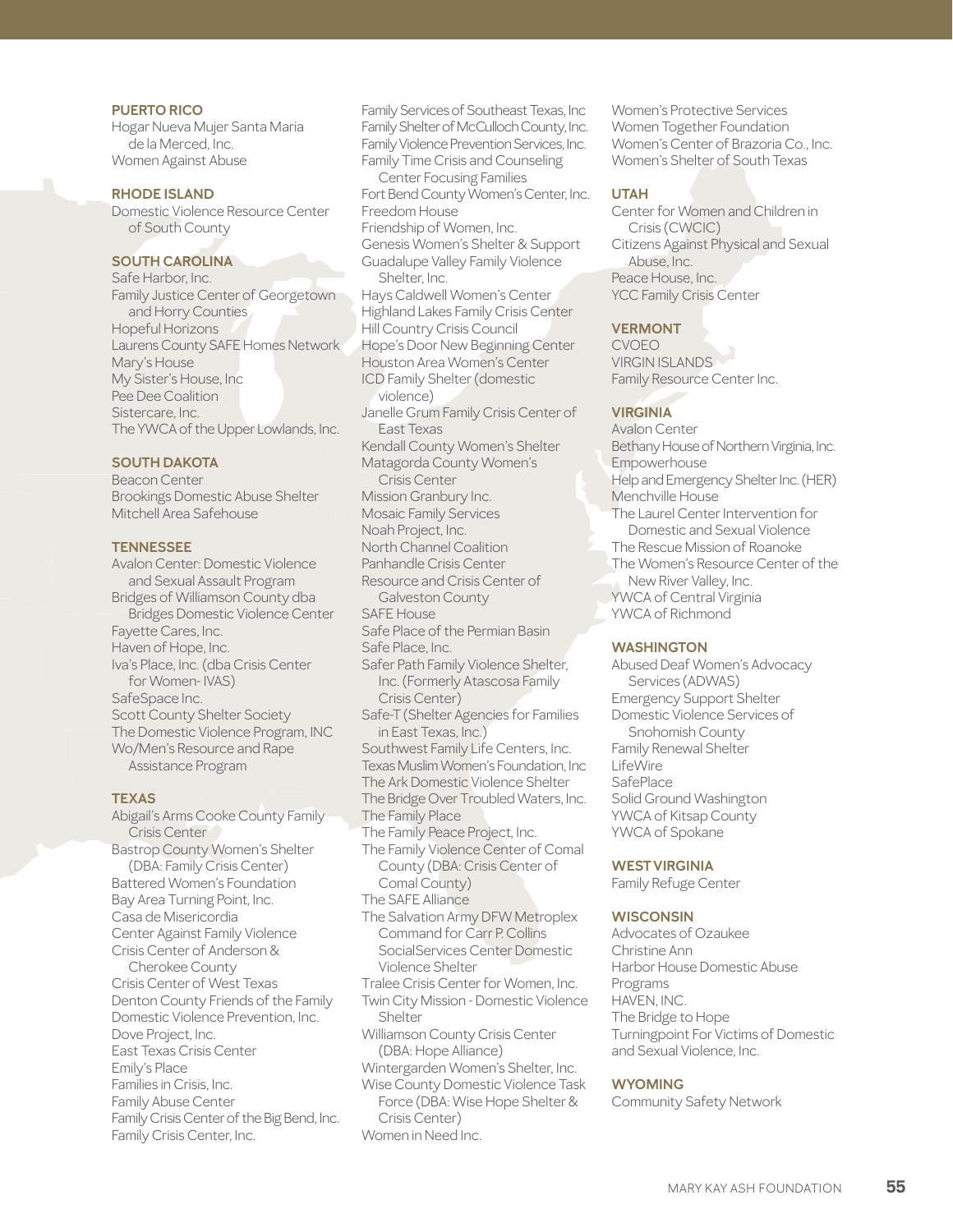### PUERTO RICO

Hogar Nueva Mujer Santa Maria de la Merced, Inc.
Women Against Abuse

### RHODE ISLAND

Domestic Violence Resource Center of South County

### SOUTH CAROLINA

Safe Harbor, Inc.
Family Justice Center of Georgetown and Horry Counties
Hopeful Horizons
Laurens County SAFE Homes Network
Mary's House
My Sister's House, Inc
Pee Dee Coalition
Sistercare, Inc.
The YWCA of the Upper Lowlands, Inc.

### SOUTH DAKOTA

Beacon Center
Brookings Domestic Abuse Shelter
Mitchell Area Safehouse

### TENNESSEE

Avalon Center: Domestic Violence and Sexual Assault Program
Bridges of Williamson County dba Bridges Domestic Violence Center
Fayette Cares, Inc.
Haven of Hope, Inc.
Iva's Place, Inc. (dba Crisis Center for Women- IVAS)
SafeSpace Inc.
Scott County Shelter Society
The Domestic Violence Program, INC
Wo/Men's Resource and Rape Assistance Program

### TEXAS

Abigail's Arms Cooke County Family Crisis Center
Bastrop County Women's Shelter (DBA: Family Crisis Center)
Battered Women's Foundation
Bay Area Turning Point, Inc.
Casa de Misericordia
Center Against Family Violence
Crisis Center of Anderson & Cherokee County
Crisis Center of West Texas
Denton County Friends of the Family
Domestic Violence Prevention, Inc.
Dove Project, Inc.
East Texas Crisis Center
Emily's Place
Families in Crisis, Inc.
Family Abuse Center
Family Crisis Center of the Big Bend, Inc.
Family Crisis Center, Inc.
Family Services of Southeast Texas, Inc
Family Shelter of McCulloch County, Inc.
Family Violence Prevention Services, Inc.
Family Time Crisis and Counseling Center Focusing Families
Fort Bend County Women's Center, Inc.
Freedom House
Friendship of Women, Inc.
Genesis Women's Shelter & Support
Guadalupe Valley Family Violence Shelter, Inc.
Hays Caldwell Women's Center
Highland Lakes Family Crisis Center
Hill Country Crisis Council
Hope's Door New Beginning Center
Houston Area Women's Center
ICD Family Shelter (domestic violence)
Janelle Grum Family Crisis Center of East Texas
Kendall County Women's Shelter
Matagorda County Women's Crisis Center
Mission Granbury Inc.
Mosaic Family Services
Noah Project, Inc.
North Channel Coalition
Panhandle Crisis Center
Resource and Crisis Center of Galveston County
SAFE House
Safe Place of the Permian Basin
Safe Place, Inc.
Safer Path Family Violence Shelter, Inc. (Formerly Atascosa Family Crisis Center)
Safe-T (Shelter Agencies for Families in East Texas, Inc.)
Southwest Family Life Centers, Inc.
Texas Muslim Women's Foundation, Inc
The Ark Domestic Violence Shelter
The Bridge Over Troubled Waters, Inc.
The Family Place
The Family Peace Project, Inc.
The Family Violence Center of Comal County (DBA: Crisis Center of Comal County)
The SAFE Alliance
The Salvation Army DFW Metroplex Command for Carr P. Collins SocialServices Center Domestic Violence Shelter
Tralee Crisis Center for Women, Inc.
Twin City Mission - Domestic Violence Shelter
Williamson County Crisis Center (DBA: Hope Alliance)
Wintergarden Women's Shelter, Inc.
Wise County Domestic Violence Task Force (DBA: Wise Hope Shelter & Crisis Center)
Women in Need Inc.
Women's Protective Services
Women Together Foundation
Women's Center of Brazoria Co., Inc.
Women's Shelter of South Texas

### UTAH

Center for Women and Children in Crisis (CWCIC)
Citizens Against Physical and Sexual Abuse, Inc.
Peace House, Inc.
YCC Family Crisis Center

### VERMONT

CVOEO
VIRGIN ISLANDS
Family Resource Center Inc.

### VIRGINIA

Avalon Center
Bethany House of Northern Virginia, Inc.
Empowerhouse
Help and Emergency Shelter Inc. (HER)
Menchville House
The Laurel Center Intervention for Domestic and Sexual Violence
The Rescue Mission of Roanoke
The Women's Resource Center of the New River Valley, Inc.
YWCA of Central Virginia
YWCA of Richmond

### WASHINGTON

Abused Deaf Women's Advocacy Services (ADWAS)
Emergency Support Shelter
Domestic Violence Services of Snohomish County
Family Renewal Shelter
LifeWire
SafePlace
Solid Ground Washington
YWCA of Kitsap County
YWCA of Spokane

### WEST VIRGINIA

Family Refuge Center

### WISCONSIN

Advocates of Ozaukee
Christine Ann
Harbor House Domestic Abuse Programs
HAVEN, INC.
The Bridge to Hope
Turningpoint For Victims of Domestic and Sexual Violence, Inc.

### WYOMING

Community Safety Network